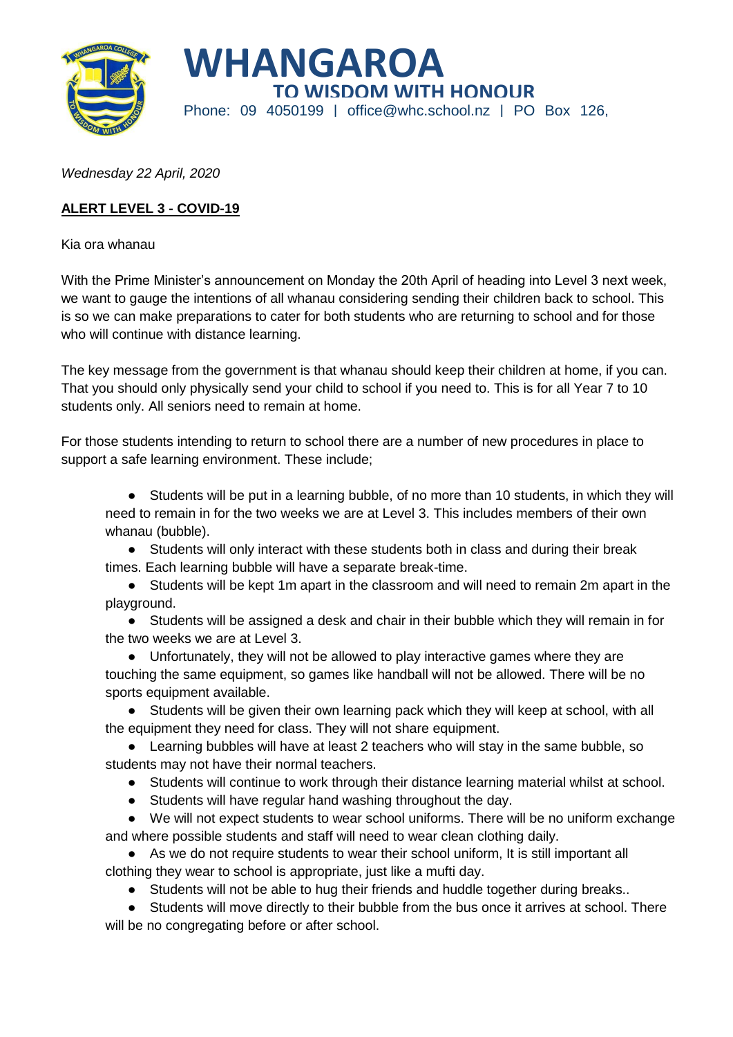# WHANGAROA

**TO WISDOM WITH HONOUR**

Phone: 09 4050199 | office@whc.school.nz | PO Box 126,

*Wednesday 22 April, 2020*

**ALERT LEVEL 3 - COVID-19**

Kia ora whanau

With the Prime Minister's announcement on Monday the 20th April of heading into Level 3 next week, we want to gauge the intentions of all whanau considering sending their children back to school. This is so we can make preparations to cater for both students who are returning to school and for those who will continue with distance learning.

The key message from the government is that whanau should keep their children at home, if you can. That you should only physically send your child to school if you need to. This is for all Year 7 to 10 students only. All seniors need to remain at home.

For those students intending to return to school there are a number of new procedures in place to support a safe learning environment. These include;

- Students will be put in a learning bubble, of no more than 10 students, in which they will need to remain in for the two weeks we are at Level 3. This includes members of their own whanau (bubble).
- Students will only interact with these students both in class and during their break times. Each learning bubble will have a separate break-time.
- Students will be kept 1m apart in the classroom and will need to remain 2m apart in the playground.
- Students will be assigned a desk and chair in their bubble which they will remain in for the two weeks we are at Level 3.
- Unfortunately, they will not be allowed to play interactive games where they are touching the same equipment, so games like handball will not be allowed. There will be no sports equipment available.
- Students will be given their own learning pack which they will keep at school, with all the equipment they need for class. They will not share equipment.
- Learning bubbles will have at least 2 teachers who will stay in the same bubble, so students may not have their normal teachers.
- Students will continue to work through their distance learning material whilst at school.
- Students will have regular hand washing throughout the day.
- We will not expect students to wear school uniforms. There will be no uniform exchange and where possible students and staff will need to wear clean clothing daily.
- As we do not require students to wear their school uniform, It is still important all clothing they wear to school is appropriate, just like a mufti day.
- Students will not be able to hug their friends and huddle together during breaks..
- Students will move directly to their bubble from the bus once it arrives at school. There will be no congregating before or after school.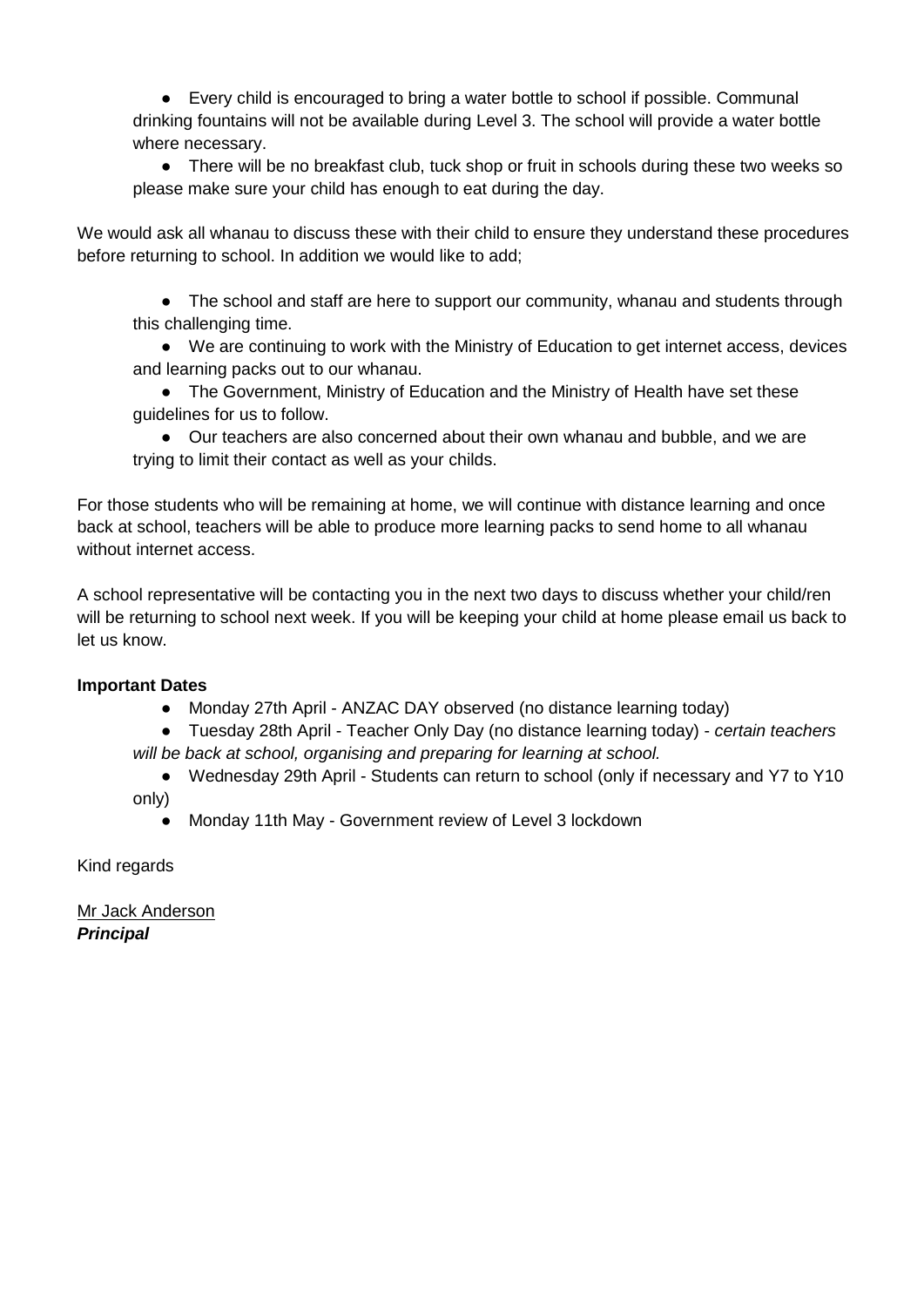- Every child is encouraged to bring a water bottle to school if possible. Communal drinking fountains will not be available during Level 3. The school will provide a water bottle where necessary.
- There will be no breakfast club, tuck shop or fruit in schools during these two weeks so please make sure your child has enough to eat during the day.

We would ask all whanau to discuss these with their child to ensure they understand these procedures before returning to school. In addition we would like to add;

- The school and staff are here to support our community, whanau and students through this challenging time.
- We are continuing to work with the Ministry of Education to get internet access, devices and learning packs out to our whanau.
- The Government, Ministry of Education and the Ministry of Health have set these guidelines for us to follow.
- Our teachers are also concerned about their own whanau and bubble, and we are trying to limit their contact as well as your childs.

For those students who will be remaining at home, we will continue with distance learning and once back at school, teachers will be able to produce more learning packs to send home to all whanau without internet access.

A school representative will be contacting you in the next two days to discuss whether your child/ren will be returning to school next week. If you will be keeping your child at home please email us back to let us know.

**Important Dates**

- Monday 27th April - ANZAC DAY observed (no distance learning today)
- Tuesday 28th April - Teacher Only Day (no distance learning today) - *certain teachers will be back at school, organising and preparing for learning at school.*
- Wednesday 29th April - Students can return to school (only if necessary and Y7 to Y10 only)
- Monday 11th May - Government review of Level 3 lockdown

Kind regards

Mr Jack Anderson
***Principal***